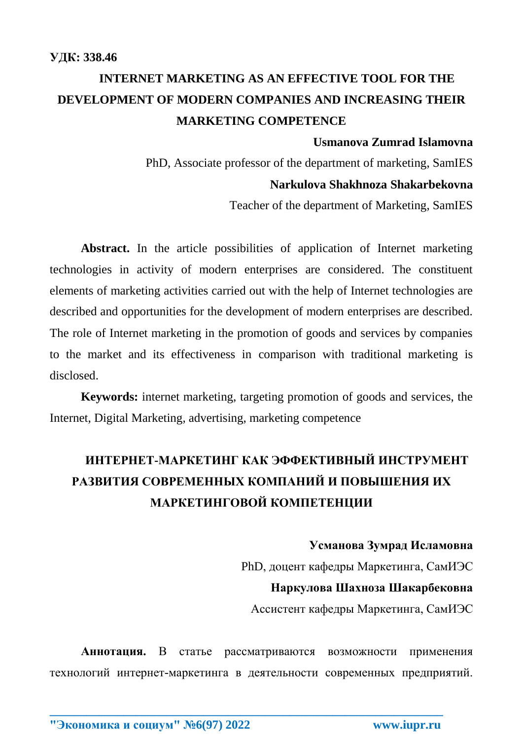**УДК: 338.46**

# INTERNET MARKETING AS AN EFFECTIVE TOOL FOR THE DEVELOPMENT OF MODERN COMPANIES AND INCREASING THEIR MARKETING COMPETENCE

**Usmanova Zumrad Islamovna**

PhD, Associate professor of the department of marketing, SamIES

**Narkulova Shakhnoza Shakarbekovna**

Teacher of the department of Marketing, SamIES

**Abstract.** In the article possibilities of application of Internet marketing technologies in activity of modern enterprises are considered. The constituent elements of marketing activities carried out with the help of Internet technologies are described and opportunities for the development of modern enterprises are described. The role of Internet marketing in the promotion of goods and services by companies to the market and its effectiveness in comparison with traditional marketing is disclosed.

**Keywords:** internet marketing, targeting promotion of goods and services, the Internet, Digital Marketing, advertising, marketing competence

# ИНТЕРНЕТ-МАРКЕТИНГ КАК ЭФФЕКТИВНЫЙ ИНСТРУМЕНТ РАЗВИТИЯ СОВРЕМЕННЫХ КОМПАНИЙ И ПОВЫШЕНИЯ ИХ МАРКЕТИНГОВОЙ КОМПЕТЕНЦИИ

**Усманова Зумрад Исламовна**

PhD, доцент кафедры Маркетинга, СамИЭС

**Наркулова Шахноза Шакарбековна**

Ассистент кафедры Маркетинга, СамИЭС

**Аннотация.** В статье рассматриваются возможности применения технологий интернет-маркетинга в деятельности современных предприятий.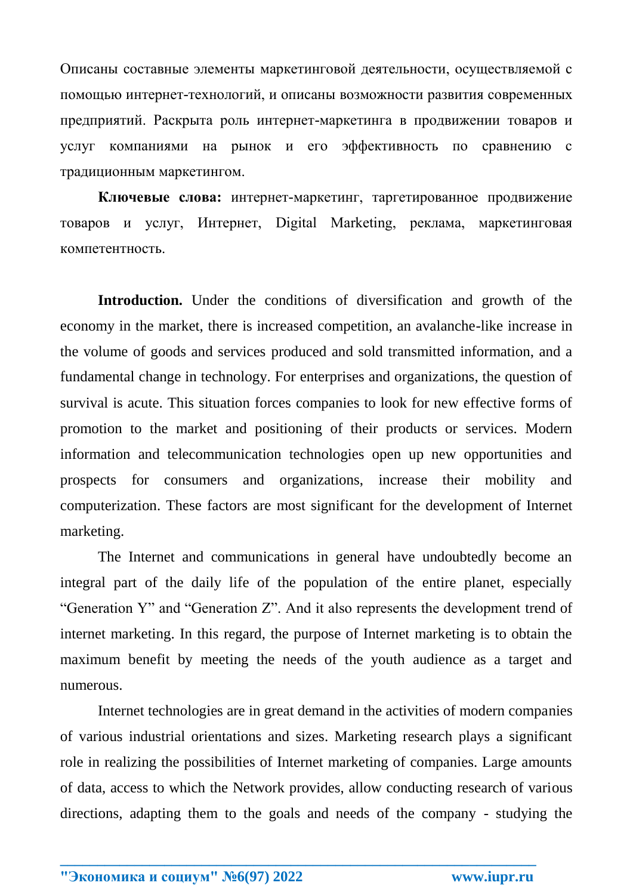Описаны составные элементы маркетинговой деятельности, осуществляемой с помощью интернет-технологий, и описаны возможности развития современных предприятий. Раскрыта роль интернет-маркетинга в продвижении товаров и услуг компаниями на рынок и его эффективность по сравнению с традиционным маркетингом.

**Ключевые слова:** интернет-маркетинг, таргетированное продвижение товаров и услуг, Интернет, Digital Marketing, реклама, маркетинговая компетентность.

**Introduction.** Under the conditions of diversification and growth of the economy in the market, there is increased competition, an avalanche-like increase in the volume of goods and services produced and sold transmitted information, and a fundamental change in technology. For enterprises and organizations, the question of survival is acute. This situation forces companies to look for new effective forms of promotion to the market and positioning of their products or services. Modern information and telecommunication technologies open up new opportunities and prospects for consumers and organizations, increase their mobility and computerization. These factors are most significant for the development of Internet marketing.

The Internet and communications in general have undoubtedly become an integral part of the daily life of the population of the entire planet, especially "Generation Y" and "Generation Z". And it also represents the development trend of internet marketing. In this regard, the purpose of Internet marketing is to obtain the maximum benefit by meeting the needs of the youth audience as a target and numerous.

Internet technologies are in great demand in the activities of modern companies of various industrial orientations and sizes. Marketing research plays a significant role in realizing the possibilities of Internet marketing of companies. Large amounts of data, access to which the Network provides, allow conducting research of various directions, adapting them to the goals and needs of the company - studying the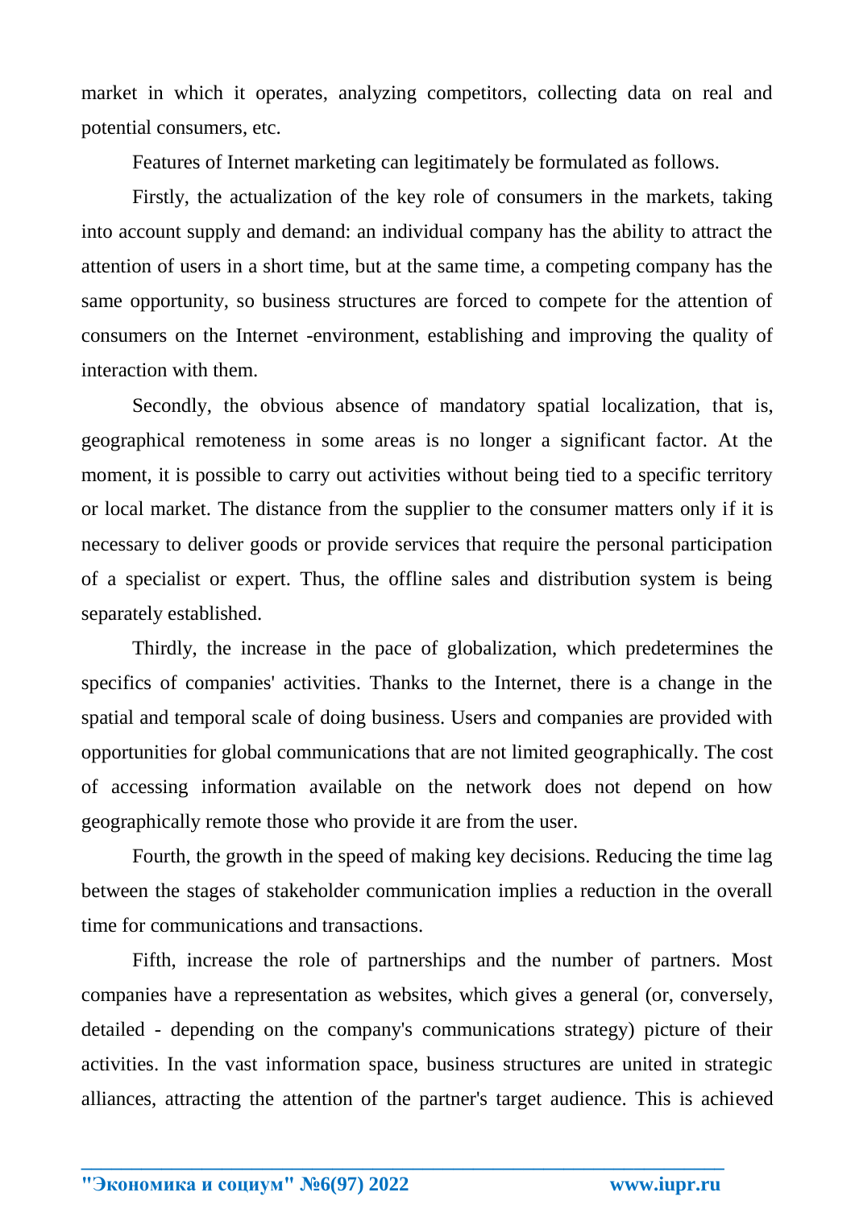market in which it operates, analyzing competitors, collecting data on real and potential consumers, etc.

Features of Internet marketing can legitimately be formulated as follows.

Firstly, the actualization of the key role of consumers in the markets, taking into account supply and demand: an individual company has the ability to attract the attention of users in a short time, but at the same time, a competing company has the same opportunity, so business structures are forced to compete for the attention of consumers on the Internet -environment, establishing and improving the quality of interaction with them.

Secondly, the obvious absence of mandatory spatial localization, that is, geographical remoteness in some areas is no longer a significant factor. At the moment, it is possible to carry out activities without being tied to a specific territory or local market. The distance from the supplier to the consumer matters only if it is necessary to deliver goods or provide services that require the personal participation of a specialist or expert. Thus, the offline sales and distribution system is being separately established.

Thirdly, the increase in the pace of globalization, which predetermines the specifics of companies' activities. Thanks to the Internet, there is a change in the spatial and temporal scale of doing business. Users and companies are provided with opportunities for global communications that are not limited geographically. The cost of accessing information available on the network does not depend on how geographically remote those who provide it are from the user.

Fourth, the growth in the speed of making key decisions. Reducing the time lag between the stages of stakeholder communication implies a reduction in the overall time for communications and transactions.

Fifth, increase the role of partnerships and the number of partners. Most companies have a representation as websites, which gives a general (or, conversely, detailed - depending on the company's communications strategy) picture of their activities. In the vast information space, business structures are united in strategic alliances, attracting the attention of the partner's target audience. This is achieved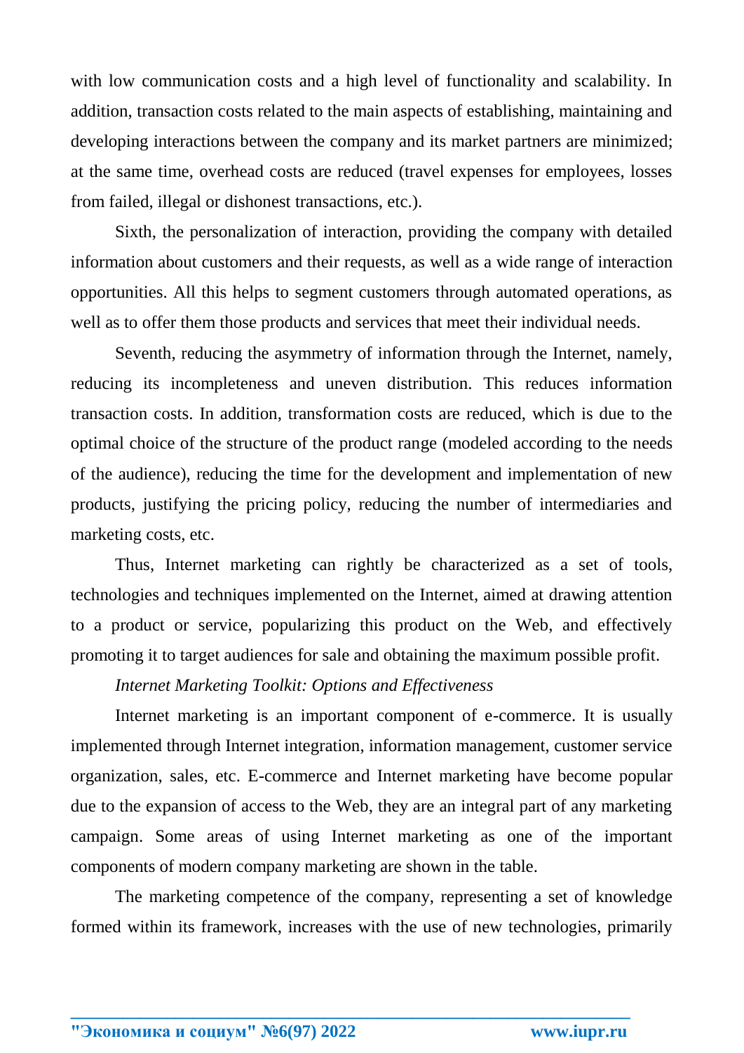with low communication costs and a high level of functionality and scalability. In addition, transaction costs related to the main aspects of establishing, maintaining and developing interactions between the company and its market partners are minimized; at the same time, overhead costs are reduced (travel expenses for employees, losses from failed, illegal or dishonest transactions, etc.).

Sixth, the personalization of interaction, providing the company with detailed information about customers and their requests, as well as a wide range of interaction opportunities. All this helps to segment customers through automated operations, as well as to offer them those products and services that meet their individual needs.

Seventh, reducing the asymmetry of information through the Internet, namely, reducing its incompleteness and uneven distribution. This reduces information transaction costs. In addition, transformation costs are reduced, which is due to the optimal choice of the structure of the product range (modeled according to the needs of the audience), reducing the time for the development and implementation of new products, justifying the pricing policy, reducing the number of intermediaries and marketing costs, etc.

Thus, Internet marketing can rightly be characterized as a set of tools, technologies and techniques implemented on the Internet, aimed at drawing attention to a product or service, popularizing this product on the Web, and effectively promoting it to target audiences for sale and obtaining the maximum possible profit.

*Internet Marketing Toolkit: Options and Effectiveness*

Internet marketing is an important component of e-commerce. It is usually implemented through Internet integration, information management, customer service organization, sales, etc. E-commerce and Internet marketing have become popular due to the expansion of access to the Web, they are an integral part of any marketing campaign. Some areas of using Internet marketing as one of the important components of modern company marketing are shown in the table.

The marketing competence of the company, representing a set of knowledge formed within its framework, increases with the use of new technologies, primarily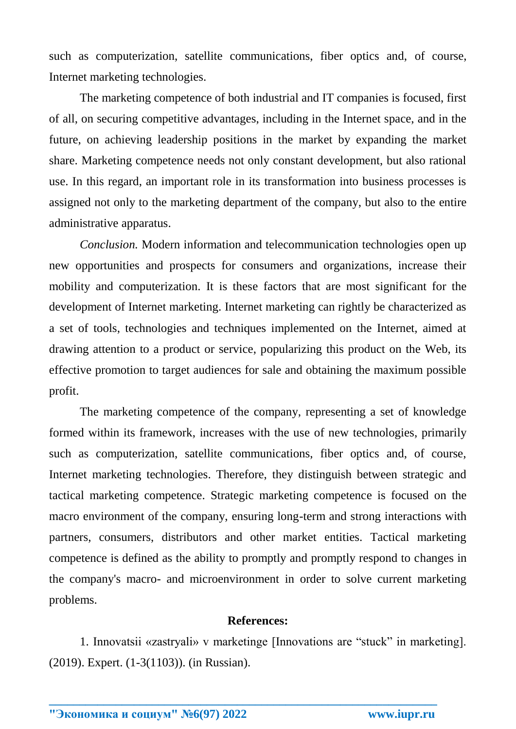such as computerization, satellite communications, fiber optics and, of course, Internet marketing technologies.

The marketing competence of both industrial and IT companies is focused, first of all, on securing competitive advantages, including in the Internet space, and in the future, on achieving leadership positions in the market by expanding the market share. Marketing competence needs not only constant development, but also rational use. In this regard, an important role in its transformation into business processes is assigned not only to the marketing department of the company, but also to the entire administrative apparatus.

*Conclusion.* Modern information and telecommunication technologies open up new opportunities and prospects for consumers and organizations, increase their mobility and computerization. It is these factors that are most significant for the development of Internet marketing. Internet marketing can rightly be characterized as a set of tools, technologies and techniques implemented on the Internet, aimed at drawing attention to a product or service, popularizing this product on the Web, its effective promotion to target audiences for sale and obtaining the maximum possible profit.

The marketing competence of the company, representing a set of knowledge formed within its framework, increases with the use of new technologies, primarily such as computerization, satellite communications, fiber optics and, of course, Internet marketing technologies. Therefore, they distinguish between strategic and tactical marketing competence. Strategic marketing competence is focused on the macro environment of the company, ensuring long-term and strong interactions with partners, consumers, distributors and other market entities. Tactical marketing competence is defined as the ability to promptly and promptly respond to changes in the company's macro- and microenvironment in order to solve current marketing problems.

**References:**

1. Innovatsii «zastryali» v marketinge [Innovations are "stuck" in marketing]. (2019). Expert. (1-3(1103)). (in Russian).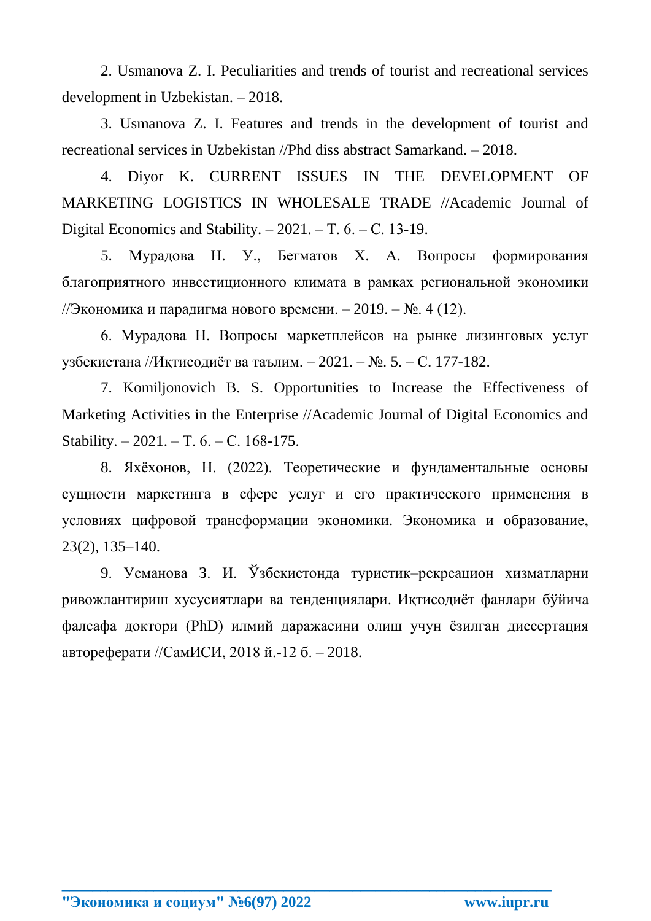2. Usmanova Z. I. Peculiarities and trends of tourist and recreational services development in Uzbekistan. – 2018.

3. Usmanova Z. I. Features and trends in the development of tourist and recreational services in Uzbekistan //Phd diss abstract Samarkand. – 2018.

4. Diyor K. CURRENT ISSUES IN THE DEVELOPMENT OF MARKETING LOGISTICS IN WHOLESALE TRADE //Academic Journal of Digital Economics and Stability. – 2021. – Т. 6. – С. 13-19.

5. Мурадова Н. У., Бегматов Х. А. Вопросы формирования благоприятного инвестиционного климата в рамках региональной экономики //Экономика и парадигма нового времени. – 2019. – №. 4 (12).

6. Мурадова Н. Вопросы маркетплейсов на рынке лизинговых услуг узбекистана //Иқтисодиёт ва таълим. – 2021. – №. 5. – С. 177-182.

7. Komiljonovich B. S. Opportunities to Increase the Effectiveness of Marketing Activities in the Enterprise //Academic Journal of Digital Economics and Stability. – 2021. – Т. 6. – С. 168-175.

8. Яхёхонов, Н. (2022). Теоретические и фундаментальные основы сущности маркетинга в сфере услуг и его практического применения в условиях цифровой трансформации экономики. Экономика и образование, 23(2), 135–140.

9. Усманова З. И. Ўзбекистонда туристик–рекреацион хизматларни ривожлантириш хусусиятлари ва тенденциялари. Иқтисодиёт фанлари бўйича фалсафа доктори (PhD) илмий даражасини олиш учун ёзилган диссертация автореферати //СамИСИ, 2018 й.-12 б. – 2018.